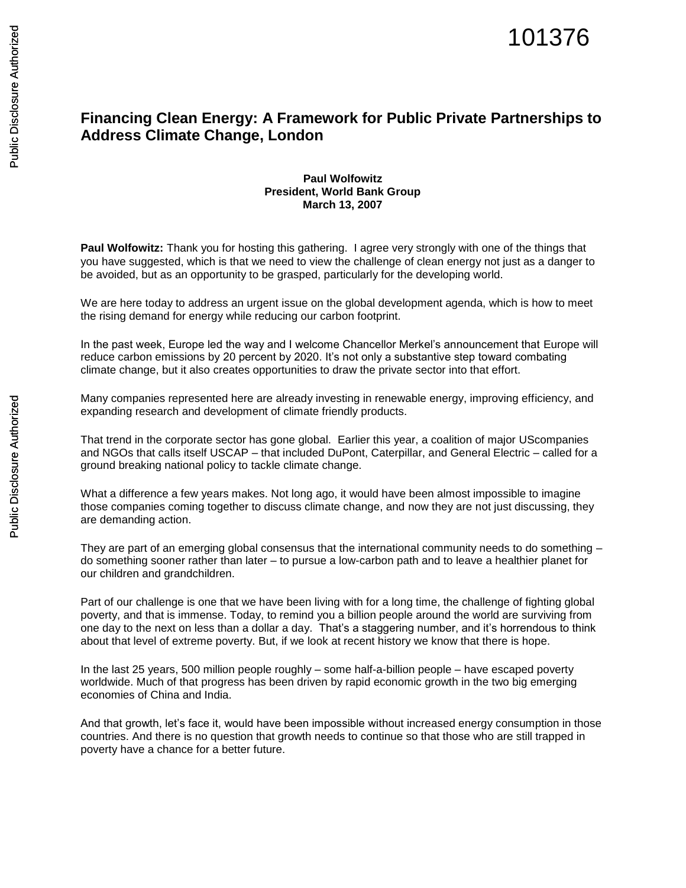101376

# Financing Clean Energy: A Framework for Public Private Partnerships to Address Climate Change, London

**Paul Wolfowitz**
**President, World Bank Group**
**March 13, 2007**

**Paul Wolfowitz:** Thank you for hosting this gathering. I agree very strongly with one of the things that you have suggested, which is that we need to view the challenge of clean energy not just as a danger to be avoided, but as an opportunity to be grasped, particularly for the developing world.

We are here today to address an urgent issue on the global development agenda, which is how to meet the rising demand for energy while reducing our carbon footprint.

In the past week, Europe led the way and I welcome Chancellor Merkel's announcement that Europe will reduce carbon emissions by 20 percent by 2020. It's not only a substantive step toward combating climate change, but it also creates opportunities to draw the private sector into that effort.

Many companies represented here are already investing in renewable energy, improving efficiency, and expanding research and development of climate friendly products.

That trend in the corporate sector has gone global. Earlier this year, a coalition of major UScompanies and NGOs that calls itself USCAP – that included DuPont, Caterpillar, and General Electric – called for a ground breaking national policy to tackle climate change.

What a difference a few years makes. Not long ago, it would have been almost impossible to imagine those companies coming together to discuss climate change, and now they are not just discussing, they are demanding action.

They are part of an emerging global consensus that the international community needs to do something – do something sooner rather than later – to pursue a low-carbon path and to leave a healthier planet for our children and grandchildren.

Part of our challenge is one that we have been living with for a long time, the challenge of fighting global poverty, and that is immense. Today, to remind you a billion people around the world are surviving from one day to the next on less than a dollar a day. That's a staggering number, and it's horrendous to think about that level of extreme poverty. But, if we look at recent history we know that there is hope.

In the last 25 years, 500 million people roughly – some half-a-billion people – have escaped poverty worldwide. Much of that progress has been driven by rapid economic growth in the two big emerging economies of China and India.

And that growth, let's face it, would have been impossible without increased energy consumption in those countries. And there is no question that growth needs to continue so that those who are still trapped in poverty have a chance for a better future.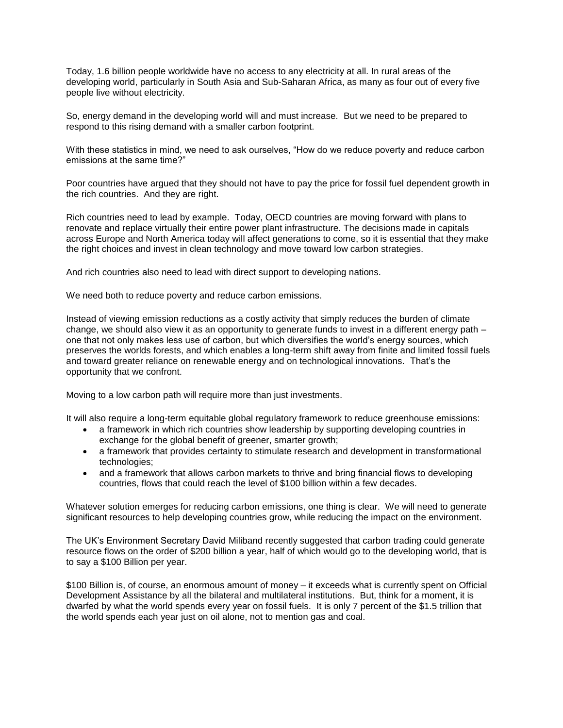Today, 1.6 billion people worldwide have no access to any electricity at all. In rural areas of the developing world, particularly in South Asia and Sub-Saharan Africa, as many as four out of every five people live without electricity.

So, energy demand in the developing world will and must increase. But we need to be prepared to respond to this rising demand with a smaller carbon footprint.

With these statistics in mind, we need to ask ourselves, "How do we reduce poverty and reduce carbon emissions at the same time?"

Poor countries have argued that they should not have to pay the price for fossil fuel dependent growth in the rich countries. And they are right.

Rich countries need to lead by example. Today, OECD countries are moving forward with plans to renovate and replace virtually their entire power plant infrastructure. The decisions made in capitals across Europe and North America today will affect generations to come, so it is essential that they make the right choices and invest in clean technology and move toward low carbon strategies.

And rich countries also need to lead with direct support to developing nations.

We need both to reduce poverty and reduce carbon emissions.

Instead of viewing emission reductions as a costly activity that simply reduces the burden of climate change, we should also view it as an opportunity to generate funds to invest in a different energy path – one that not only makes less use of carbon, but which diversifies the world's energy sources, which preserves the worlds forests, and which enables a long-term shift away from finite and limited fossil fuels and toward greater reliance on renewable energy and on technological innovations. That's the opportunity that we confront.

Moving to a low carbon path will require more than just investments.

It will also require a long-term equitable global regulatory framework to reduce greenhouse emissions:

- a framework in which rich countries show leadership by supporting developing countries in exchange for the global benefit of greener, smarter growth;
- a framework that provides certainty to stimulate research and development in transformational technologies;
- and a framework that allows carbon markets to thrive and bring financial flows to developing countries, flows that could reach the level of $100 billion within a few decades.

Whatever solution emerges for reducing carbon emissions, one thing is clear. We will need to generate significant resources to help developing countries grow, while reducing the impact on the environment.

The UK's Environment Secretary David Miliband recently suggested that carbon trading could generate resource flows on the order of $200 billion a year, half of which would go to the developing world, that is to say a $100 Billion per year.

$100 Billion is, of course, an enormous amount of money – it exceeds what is currently spent on Official Development Assistance by all the bilateral and multilateral institutions. But, think for a moment, it is dwarfed by what the world spends every year on fossil fuels. It is only 7 percent of the $1.5 trillion that the world spends each year just on oil alone, not to mention gas and coal.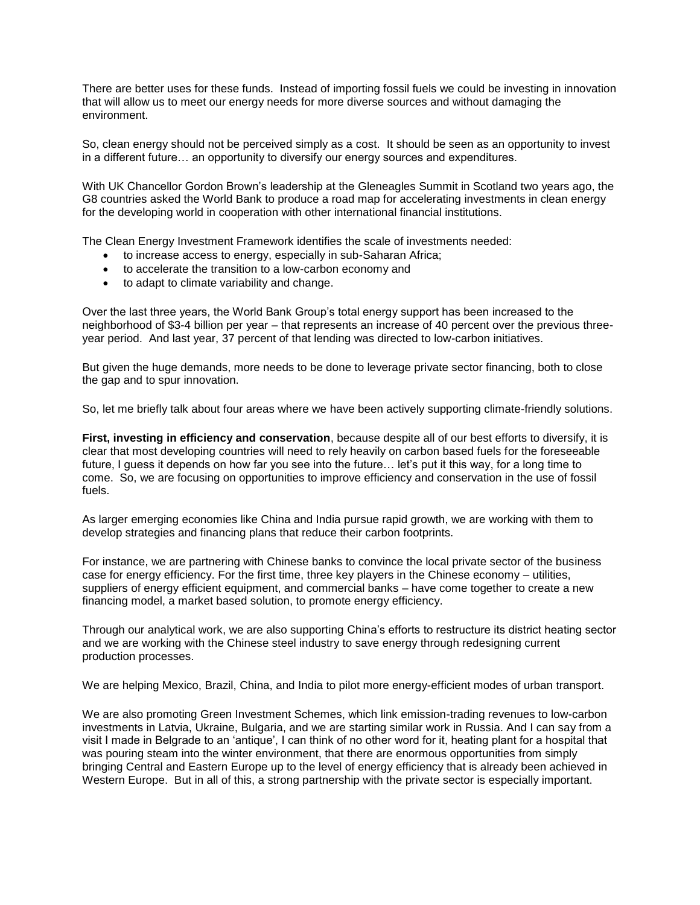There are better uses for these funds. Instead of importing fossil fuels we could be investing in innovation that will allow us to meet our energy needs for more diverse sources and without damaging the environment.

So, clean energy should not be perceived simply as a cost. It should be seen as an opportunity to invest in a different future… an opportunity to diversify our energy sources and expenditures.

With UK Chancellor Gordon Brown's leadership at the Gleneagles Summit in Scotland two years ago, the G8 countries asked the World Bank to produce a road map for accelerating investments in clean energy for the developing world in cooperation with other international financial institutions.

The Clean Energy Investment Framework identifies the scale of investments needed:

- to increase access to energy, especially in sub-Saharan Africa;
- to accelerate the transition to a low-carbon economy and
- to adapt to climate variability and change.

Over the last three years, the World Bank Group's total energy support has been increased to the neighborhood of $3-4 billion per year – that represents an increase of 40 percent over the previous three-year period. And last year, 37 percent of that lending was directed to low-carbon initiatives.

But given the huge demands, more needs to be done to leverage private sector financing, both to close the gap and to spur innovation.

So, let me briefly talk about four areas where we have been actively supporting climate-friendly solutions.

**First, investing in efficiency and conservation**, because despite all of our best efforts to diversify, it is clear that most developing countries will need to rely heavily on carbon based fuels for the foreseeable future, I guess it depends on how far you see into the future… let's put it this way, for a long time to come. So, we are focusing on opportunities to improve efficiency and conservation in the use of fossil fuels.

As larger emerging economies like China and India pursue rapid growth, we are working with them to develop strategies and financing plans that reduce their carbon footprints.

For instance, we are partnering with Chinese banks to convince the local private sector of the business case for energy efficiency. For the first time, three key players in the Chinese economy – utilities, suppliers of energy efficient equipment, and commercial banks – have come together to create a new financing model, a market based solution, to promote energy efficiency.

Through our analytical work, we are also supporting China's efforts to restructure its district heating sector and we are working with the Chinese steel industry to save energy through redesigning current production processes.

We are helping Mexico, Brazil, China, and India to pilot more energy-efficient modes of urban transport.

We are also promoting Green Investment Schemes, which link emission-trading revenues to low-carbon investments in Latvia, Ukraine, Bulgaria, and we are starting similar work in Russia. And I can say from a visit I made in Belgrade to an 'antique', I can think of no other word for it, heating plant for a hospital that was pouring steam into the winter environment, that there are enormous opportunities from simply bringing Central and Eastern Europe up to the level of energy efficiency that is already been achieved in Western Europe. But in all of this, a strong partnership with the private sector is especially important.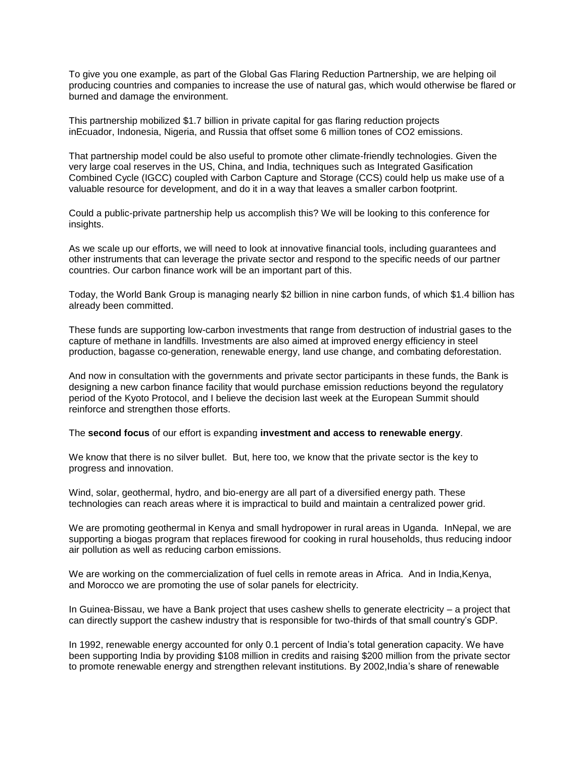To give you one example, as part of the Global Gas Flaring Reduction Partnership, we are helping oil producing countries and companies to increase the use of natural gas, which would otherwise be flared or burned and damage the environment.

This partnership mobilized $1.7 billion in private capital for gas flaring reduction projects inEcuador, Indonesia, Nigeria, and Russia that offset some 6 million tones of $CO_2$ emissions.

That partnership model could be also useful to promote other climate-friendly technologies. Given the very large coal reserves in the US, China, and India, techniques such as Integrated Gasification Combined Cycle (IGCC) coupled with Carbon Capture and Storage (CCS) could help us make use of a valuable resource for development, and do it in a way that leaves a smaller carbon footprint.

Could a public-private partnership help us accomplish this? We will be looking to this conference for insights.

As we scale up our efforts, we will need to look at innovative financial tools, including guarantees and other instruments that can leverage the private sector and respond to the specific needs of our partner countries. Our carbon finance work will be an important part of this.

Today, the World Bank Group is managing nearly $2 billion in nine carbon funds, of which $1.4 billion has already been committed.

These funds are supporting low-carbon investments that range from destruction of industrial gases to the capture of methane in landfills. Investments are also aimed at improved energy efficiency in steel production, bagasse co-generation, renewable energy, land use change, and combating deforestation.

And now in consultation with the governments and private sector participants in these funds, the Bank is designing a new carbon finance facility that would purchase emission reductions beyond the regulatory period of the Kyoto Protocol, and I believe the decision last week at the European Summit should reinforce and strengthen those efforts.

The **second focus** of our effort is expanding **investment and access to renewable energy**.

We know that there is no silver bullet. But, here too, we know that the private sector is the key to progress and innovation.

Wind, solar, geothermal, hydro, and bio-energy are all part of a diversified energy path. These technologies can reach areas where it is impractical to build and maintain a centralized power grid.

We are promoting geothermal in Kenya and small hydropower in rural areas in Uganda. InNepal, we are supporting a biogas program that replaces firewood for cooking in rural households, thus reducing indoor air pollution as well as reducing carbon emissions.

We are working on the commercialization of fuel cells in remote areas in Africa. And in India,Kenya, and Morocco we are promoting the use of solar panels for electricity.

In Guinea-Bissau, we have a Bank project that uses cashew shells to generate electricity – a project that can directly support the cashew industry that is responsible for two-thirds of that small country's GDP.

In 1992, renewable energy accounted for only 0.1 percent of India's total generation capacity. We have been supporting India by providing $108 million in credits and raising $200 million from the private sector to promote renewable energy and strengthen relevant institutions. By 2002,India's share of renewable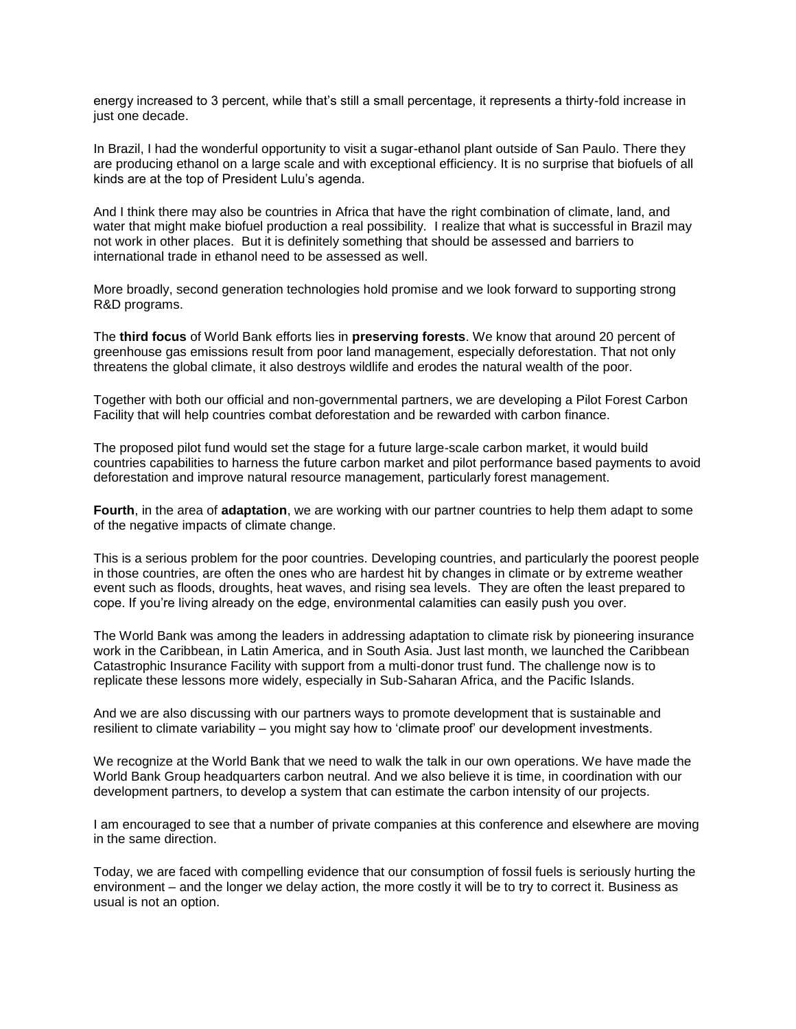energy increased to 3 percent, while that's still a small percentage, it represents a thirty-fold increase in just one decade.

In Brazil, I had the wonderful opportunity to visit a sugar-ethanol plant outside of San Paulo. There they are producing ethanol on a large scale and with exceptional efficiency. It is no surprise that biofuels of all kinds are at the top of President Lulu's agenda.

And I think there may also be countries in Africa that have the right combination of climate, land, and water that might make biofuel production a real possibility. I realize that what is successful in Brazil may not work in other places. But it is definitely something that should be assessed and barriers to international trade in ethanol need to be assessed as well.

More broadly, second generation technologies hold promise and we look forward to supporting strong R&D programs.

The **third focus** of World Bank efforts lies in **preserving forests**. We know that around 20 percent of greenhouse gas emissions result from poor land management, especially deforestation. That not only threatens the global climate, it also destroys wildlife and erodes the natural wealth of the poor.

Together with both our official and non-governmental partners, we are developing a Pilot Forest Carbon Facility that will help countries combat deforestation and be rewarded with carbon finance.

The proposed pilot fund would set the stage for a future large-scale carbon market, it would build countries capabilities to harness the future carbon market and pilot performance based payments to avoid deforestation and improve natural resource management, particularly forest management.

**Fourth**, in the area of **adaptation**, we are working with our partner countries to help them adapt to some of the negative impacts of climate change.

This is a serious problem for the poor countries. Developing countries, and particularly the poorest people in those countries, are often the ones who are hardest hit by changes in climate or by extreme weather event such as floods, droughts, heat waves, and rising sea levels. They are often the least prepared to cope. If you're living already on the edge, environmental calamities can easily push you over.

The World Bank was among the leaders in addressing adaptation to climate risk by pioneering insurance work in the Caribbean, in Latin America, and in South Asia. Just last month, we launched the Caribbean Catastrophic Insurance Facility with support from a multi-donor trust fund. The challenge now is to replicate these lessons more widely, especially in Sub-Saharan Africa, and the Pacific Islands.

And we are also discussing with our partners ways to promote development that is sustainable and resilient to climate variability – you might say how to 'climate proof' our development investments.

We recognize at the World Bank that we need to walk the talk in our own operations. We have made the World Bank Group headquarters carbon neutral. And we also believe it is time, in coordination with our development partners, to develop a system that can estimate the carbon intensity of our projects.

I am encouraged to see that a number of private companies at this conference and elsewhere are moving in the same direction.

Today, we are faced with compelling evidence that our consumption of fossil fuels is seriously hurting the environment – and the longer we delay action, the more costly it will be to try to correct it. Business as usual is not an option.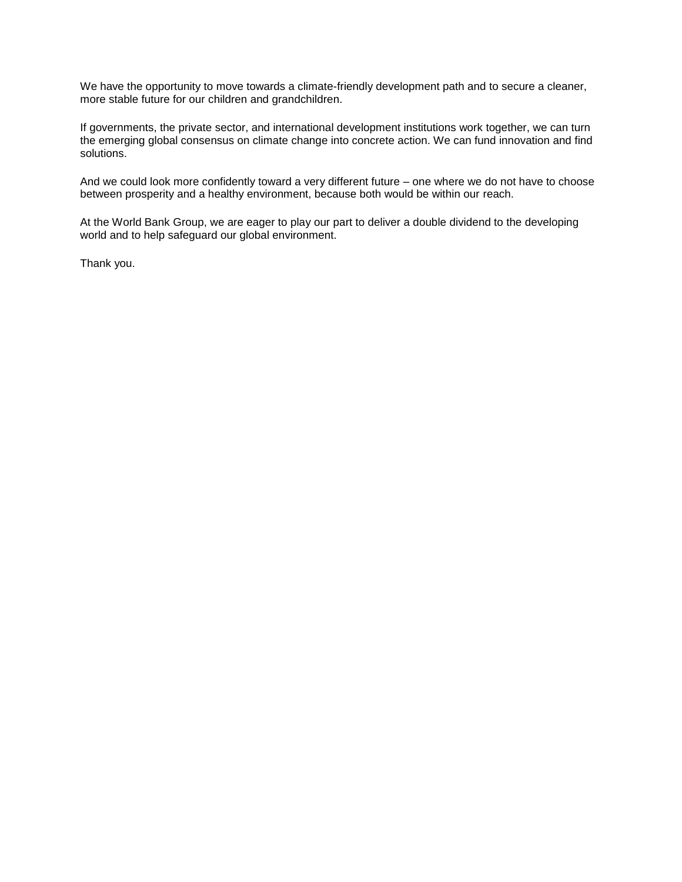We have the opportunity to move towards a climate-friendly development path and to secure a cleaner, more stable future for our children and grandchildren.

If governments, the private sector, and international development institutions work together, we can turn the emerging global consensus on climate change into concrete action. We can fund innovation and find solutions.

And we could look more confidently toward a very different future – one where we do not have to choose between prosperity and a healthy environment, because both would be within our reach.

At the World Bank Group, we are eager to play our part to deliver a double dividend to the developing world and to help safeguard our global environment.

Thank you.